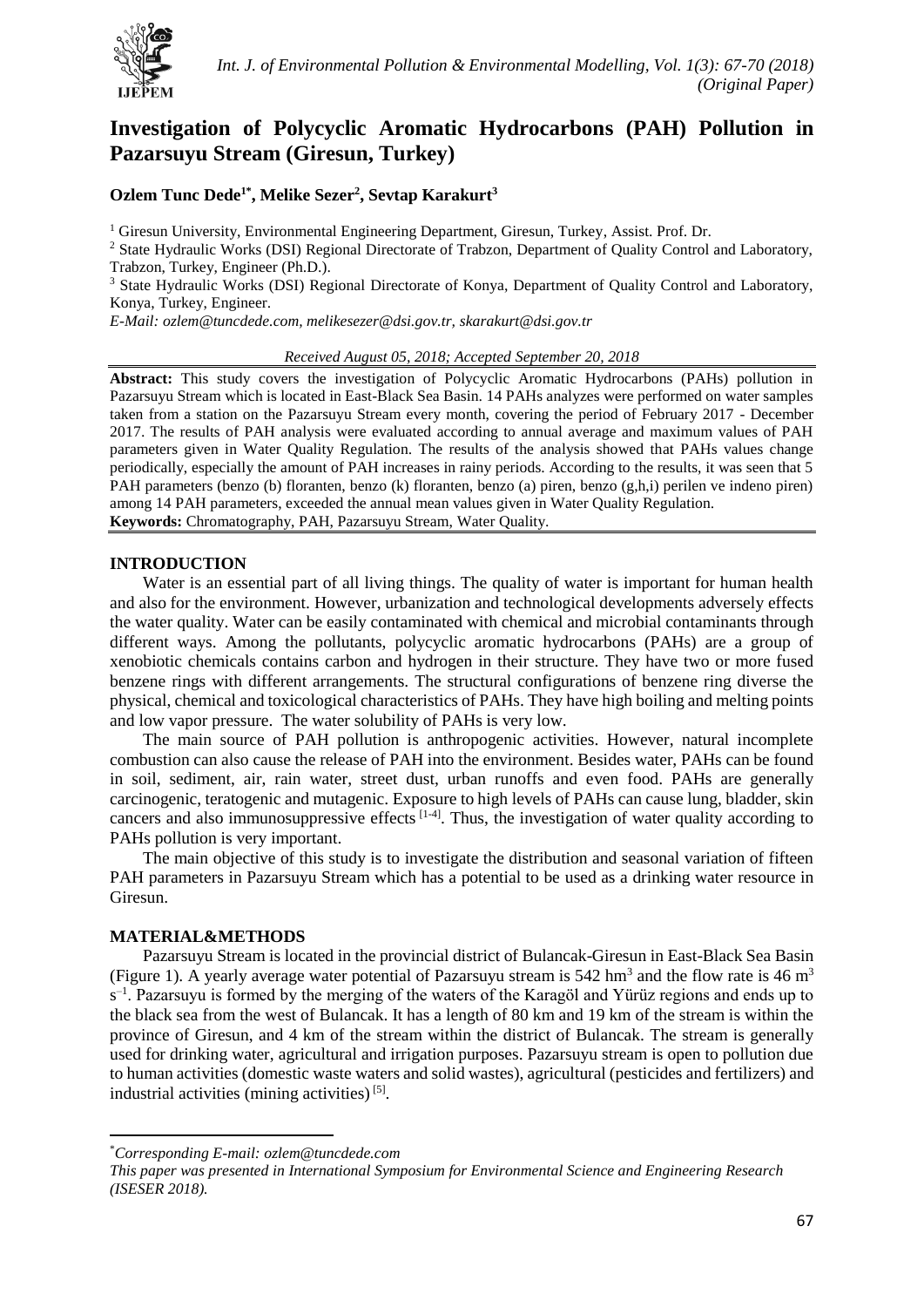# Investigation of Polycyclic Aromatic Hydrocarbons (PAH) Pollution in Pazarsuyu Stream (Giresun, Turkey)

**Ozlem Tunc Dede[1*], Melike Sezer[2], Sevtap Karakurt[3]**

[1] Giresun University, Environmental Engineering Department, Giresun, Turkey, Assist. Prof. Dr.

[2] State Hydraulic Works (DSI) Regional Directorate of Trabzon, Department of Quality Control and Laboratory, Trabzon, Turkey, Engineer (Ph.D.).

[3] State Hydraulic Works (DSI) Regional Directorate of Konya, Department of Quality Control and Laboratory, Konya, Turkey, Engineer.

*E-Mail: ozlem@tuncdede.com, melikesezer@dsi.gov.tr, skarakurt@dsi.gov.tr*

*Received August 05, 2018; Accepted September 20, 2018*

**Abstract:** This study covers the investigation of Polycyclic Aromatic Hydrocarbons (PAHs) pollution in Pazarsuyu Stream which is located in East-Black Sea Basin. 14 PAHs analyzes were performed on water samples taken from a station on the Pazarsuyu Stream every month, covering the period of February 2017 - December 2017. The results of PAH analysis were evaluated according to annual average and maximum values of PAH parameters given in Water Quality Regulation. The results of the analysis showed that PAHs values change periodically, especially the amount of PAH increases in rainy periods. According to the results, it was seen that 5 PAH parameters (benzo (b) floranten, benzo (k) floranten, benzo (a) piren, benzo (g,h,i) perilen ve indeno piren) among 14 PAH parameters, exceeded the annual mean values given in Water Quality Regulation.

**Keywords:** Chromatography, PAH, Pazarsuyu Stream, Water Quality.

## INTRODUCTION

Water is an essential part of all living things. The quality of water is important for human health and also for the environment. However, urbanization and technological developments adversely effects the water quality. Water can be easily contaminated with chemical and microbial contaminants through different ways. Among the pollutants, polycyclic aromatic hydrocarbons (PAHs) are a group of xenobiotic chemicals contains carbon and hydrogen in their structure. They have two or more fused benzene rings with different arrangements. The structural configurations of benzene ring diverse the physical, chemical and toxicological characteristics of PAHs. They have high boiling and melting points and low vapor pressure. The water solubility of PAHs is very low.

The main source of PAH pollution is anthropogenic activities. However, natural incomplete combustion can also cause the release of PAH into the environment. Besides water, PAHs can be found in soil, sediment, air, rain water, street dust, urban runoffs and even food. PAHs are generally carcinogenic, teratogenic and mutagenic. Exposure to high levels of PAHs can cause lung, bladder, skin cancers and also immunosuppressive effects [1-4]. Thus, the investigation of water quality according to PAHs pollution is very important.

The main objective of this study is to investigate the distribution and seasonal variation of fifteen PAH parameters in Pazarsuyu Stream which has a potential to be used as a drinking water resource in Giresun.

## MATERIAL&METHODS

Pazarsuyu Stream is located in the provincial district of Bulancak-Giresun in East-Black Sea Basin (Figure 1). A yearly average water potential of Pazarsuyu stream is 542 $hm^3$ and the flow rate is 46 $m^3\ s^{-1}$. Pazarsuyu is formed by the merging of the waters of the Karagöl and Yürüz regions and ends up to the black sea from the west of Bulancak. It has a length of 80 km and 19 km of the stream is within the province of Giresun, and 4 km of the stream within the district of Bulancak. The stream is generally used for drinking water, agricultural and irrigation purposes. Pazarsuyu stream is open to pollution due to human activities (domestic waste waters and solid wastes), agricultural (pesticides and fertilizers) and industrial activities (mining activities) [5].

---

*Corresponding E-mail: ozlem@tuncdede.com

*This paper was presented in International Symposium for Environmental Science and Engineering Research (ISESER 2018).*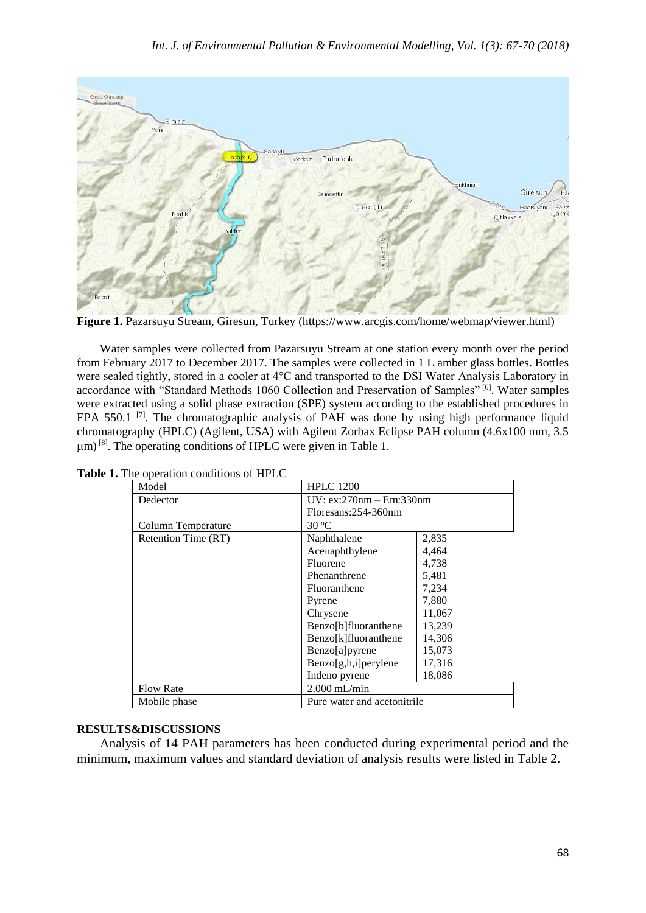**Figure 1.** Pazarsuyu Stream, Giresun, Turkey (https://www.arcgis.com/home/webmap/viewer.html)

Water samples were collected from Pazarsuyu Stream at one station every month over the period from February 2017 to December 2017. The samples were collected in 1 L amber glass bottles. Bottles were sealed tightly, stored in a cooler at 4°C and transported to the DSI Water Analysis Laboratory in accordance with "Standard Methods 1060 Collection and Preservation of Samples" [6]. Water samples were extracted using a solid phase extraction (SPE) system according to the established procedures in EPA 550.1 [7]. The chromatographic analysis of PAH was done by using high performance liquid chromatography (HPLC) (Agilent, USA) with Agilent Zorbax Eclipse PAH column (4.6x100 mm, 3.5 μm) [8]. The operating conditions of HPLC were given in Table 1.

**Table 1.** The operation conditions of HPLC

| Model | HPLC 1200 | |
|---|---|---|
| Dedector | UV: ex:270nm – Em:330nm<br>Floresans:254-360nm | |
| Column Temperature | 30 ºC | |
| Retention Time (RT) | Naphthalene | 2,835 |
| | Acenaphthylene | 4,464 |
| | Fluorene | 4,738 |
| | Phenanthrene | 5,481 |
| | Fluoranthene | 7,234 |
| | Pyrene | 7,880 |
| | Chrysene | 11,067 |
| | Benzo[b]fluoranthene | 13,239 |
| | Benzo[k]fluoranthene | 14,306 |
| | Benzo[a]pyrene | 15,073 |
| | Benzo[g,h,i]perylene | 17,316 |
| | Indeno pyrene | 18,086 |
| Flow Rate | 2.000 mL/min | |
| Mobile phase | Pure water and acetonitrile | |

## RESULTS&DISCUSSIONS

Analysis of 14 PAH parameters has been conducted during experimental period and the minimum, maximum values and standard deviation of analysis results were listed in Table 2.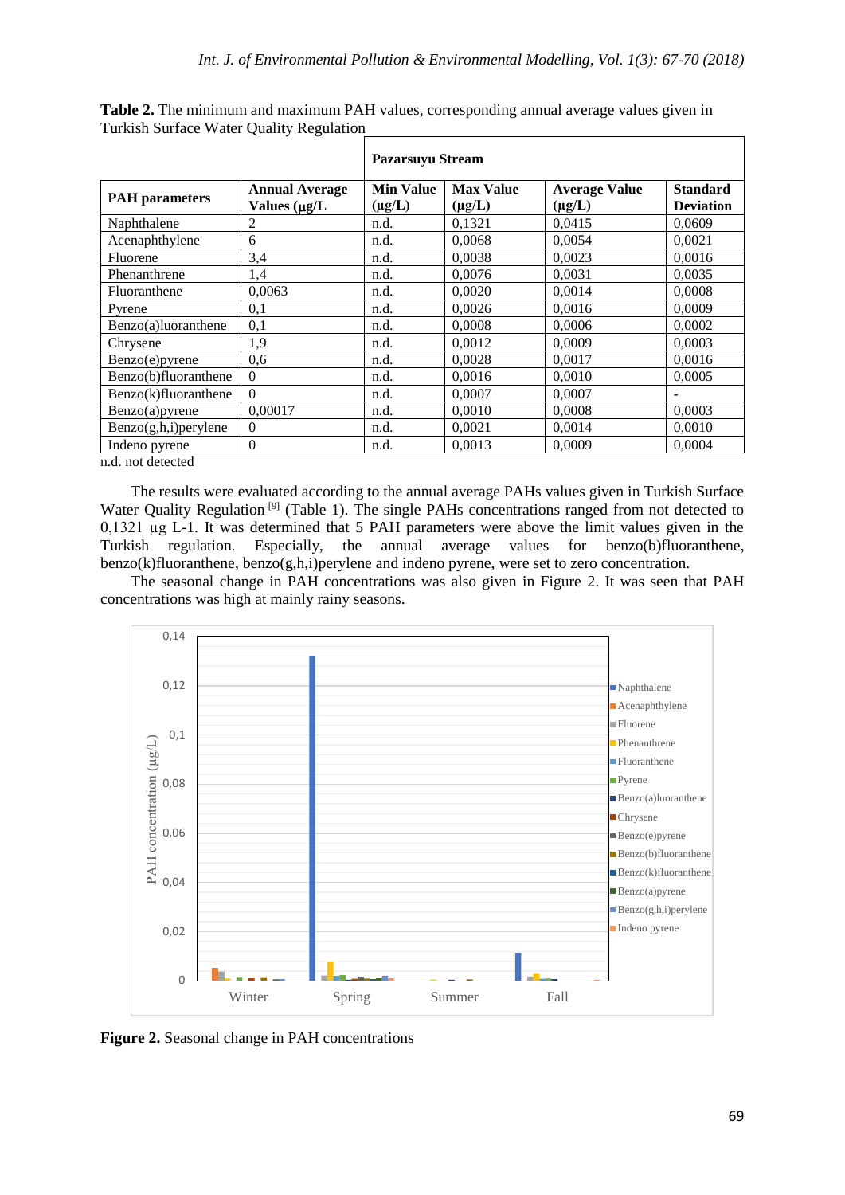**Table 2.** The minimum and maximum PAH values, corresponding annual average values given in Turkish Surface Water Quality Regulation

| PAH parameters | Annual Average Values (µg/L | Pazarsuyu Stream Min Value (µg/L) | Max Value (µg/L) | Average Value (µg/L) | Standard Deviation |
|---|---|---|---|---|---|
| Naphthalene | 2 | n.d. | 0,1321 | 0,0415 | 0,0609 |
| Acenaphthylene | 6 | n.d. | 0,0068 | 0,0054 | 0,0021 |
| Fluorene | 3,4 | n.d. | 0,0038 | 0,0023 | 0,0016 |
| Phenanthrene | 1,4 | n.d. | 0,0076 | 0,0031 | 0,0035 |
| Fluoranthene | 0,0063 | n.d. | 0,0020 | 0,0014 | 0,0008 |
| Pyrene | 0,1 | n.d. | 0,0026 | 0,0016 | 0,0009 |
| Benzo(a)luoranthene | 0,1 | n.d. | 0,0008 | 0,0006 | 0,0002 |
| Chrysene | 1,9 | n.d. | 0,0012 | 0,0009 | 0,0003 |
| Benzo(e)pyrene | 0,6 | n.d. | 0,0028 | 0,0017 | 0,0016 |
| Benzo(b)fluoranthene | 0 | n.d. | 0,0016 | 0,0010 | 0,0005 |
| Benzo(k)fluoranthene | 0 | n.d. | 0,0007 | 0,0007 | - |
| Benzo(a)pyrene | 0,00017 | n.d. | 0,0010 | 0,0008 | 0,0003 |
| Benzo(g,h,i)perylene | 0 | n.d. | 0,0021 | 0,0014 | 0,0010 |
| Indeno pyrene | 0 | n.d. | 0,0013 | 0,0009 | 0,0004 |

n.d. not detected

The results were evaluated according to the annual average PAHs values given in Turkish Surface Water Quality Regulation [9] (Table 1). The single PAHs concentrations ranged from not detected to 0,1321 µg L-1. It was determined that 5 PAH parameters were above the limit values given in the Turkish regulation. Especially, the annual average values for benzo(b)fluoranthene, benzo(k)fluoranthene, benzo(g,h,i)perylene and indeno pyrene, were set to zero concentration.

The seasonal change in PAH concentrations was also given in Figure 2. It was seen that PAH concentrations was high at mainly rainy seasons.

**Figure 2.** Seasonal change in PAH concentrations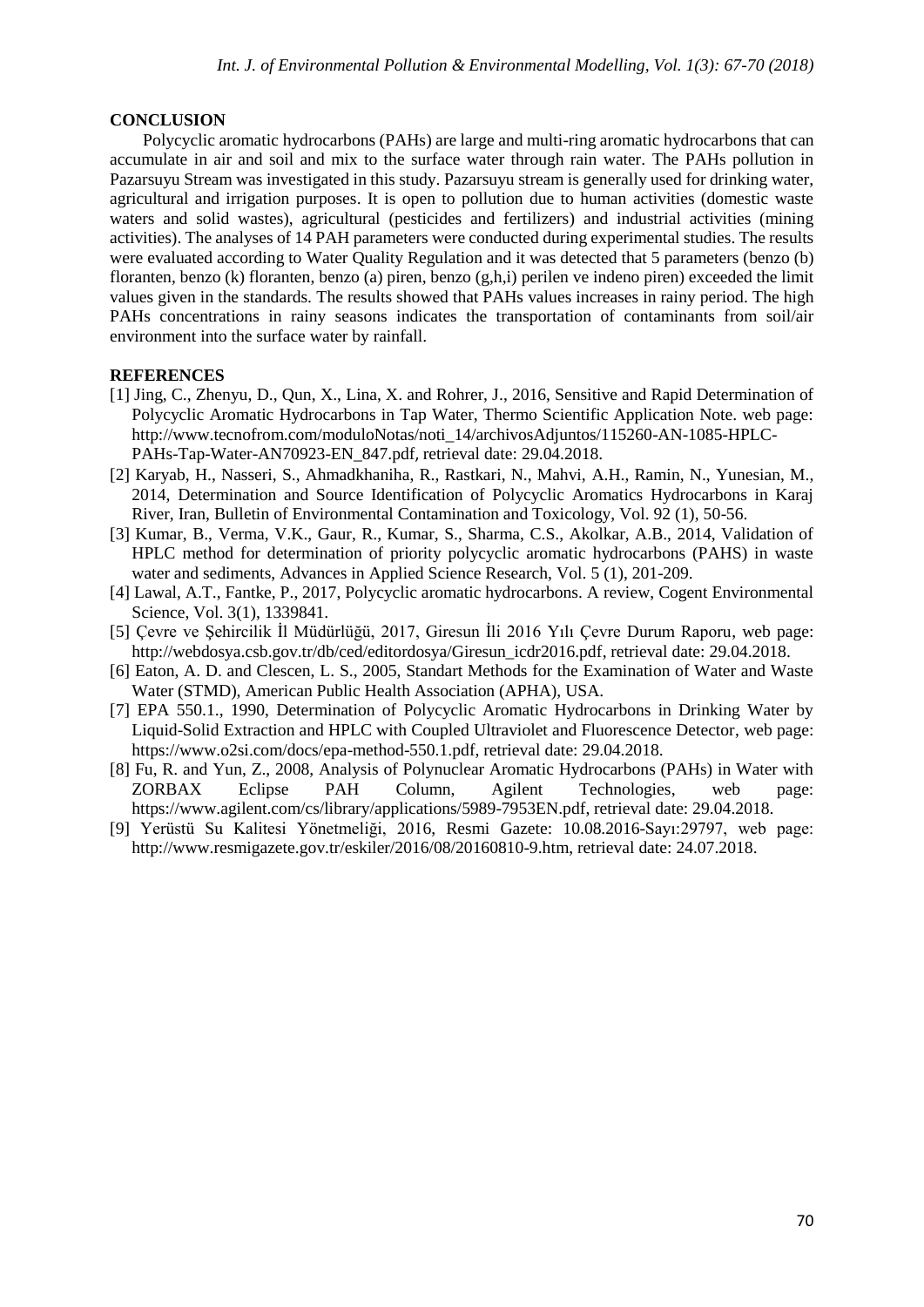## CONCLUSION

Polycyclic aromatic hydrocarbons (PAHs) are large and multi-ring aromatic hydrocarbons that can accumulate in air and soil and mix to the surface water through rain water. The PAHs pollution in Pazarsuyu Stream was investigated in this study. Pazarsuyu stream is generally used for drinking water, agricultural and irrigation purposes. It is open to pollution due to human activities (domestic waste waters and solid wastes), agricultural (pesticides and fertilizers) and industrial activities (mining activities). The analyses of 14 PAH parameters were conducted during experimental studies. The results were evaluated according to Water Quality Regulation and it was detected that 5 parameters (benzo (b) floranten, benzo (k) floranten, benzo (a) piren, benzo (g,h,i) perilen ve indeno piren) exceeded the limit values given in the standards. The results showed that PAHs values increases in rainy period. The high PAHs concentrations in rainy seasons indicates the transportation of contaminants from soil/air environment into the surface water by rainfall.

## REFERENCES

[1] Jing, C., Zhenyu, D., Qun, X., Lina, X. and Rohrer, J., 2016, Sensitive and Rapid Determination of Polycyclic Aromatic Hydrocarbons in Tap Water, Thermo Scientific Application Note. web page: http://www.tecnofrom.com/moduloNotas/noti_14/archivosAdjuntos/115260-AN-1085-HPLC-PAHs-Tap-Water-AN70923-EN_847.pdf, retrieval date: 29.04.2018.

[2] Karyab, H., Nasseri, S., Ahmadkhaniha, R., Rastkari, N., Mahvi, A.H., Ramin, N., Yunesian, M., 2014, Determination and Source Identification of Polycyclic Aromatics Hydrocarbons in Karaj River, Iran, Bulletin of Environmental Contamination and Toxicology, Vol. 92 (1), 50-56.

[3] Kumar, B., Verma, V.K., Gaur, R., Kumar, S., Sharma, C.S., Akolkar, A.B., 2014, Validation of HPLC method for determination of priority polycyclic aromatic hydrocarbons (PAHS) in waste water and sediments, Advances in Applied Science Research, Vol. 5 (1), 201-209.

[4] Lawal, A.T., Fantke, P., 2017, Polycyclic aromatic hydrocarbons. A review, Cogent Environmental Science, Vol. 3(1), 1339841.

[5] Çevre ve Şehircilik İl Müdürlüğü, 2017, Giresun İli 2016 Yılı Çevre Durum Raporu, web page: http://webdosya.csb.gov.tr/db/ced/editordosya/Giresun_icdr2016.pdf, retrieval date: 29.04.2018.

[6] Eaton, A. D. and Clescen, L. S., 2005, Standart Methods for the Examination of Water and Waste Water (STMD), American Public Health Association (APHA), USA.

[7] EPA 550.1., 1990, Determination of Polycyclic Aromatic Hydrocarbons in Drinking Water by Liquid-Solid Extraction and HPLC with Coupled Ultraviolet and Fluorescence Detector, web page: https://www.o2si.com/docs/epa-method-550.1.pdf, retrieval date: 29.04.2018.

[8] Fu, R. and Yun, Z., 2008, Analysis of Polynuclear Aromatic Hydrocarbons (PAHs) in Water with ZORBAX Eclipse PAH Column, Agilent Technologies, web page: https://www.agilent.com/cs/library/applications/5989-7953EN.pdf, retrieval date: 29.04.2018.

[9] Yerüstü Su Kalitesi Yönetmeliği, 2016, Resmi Gazete: 10.08.2016-Sayı:29797, web page: http://www.resmigazete.gov.tr/eskiler/2016/08/20160810-9.htm, retrieval date: 24.07.2018.